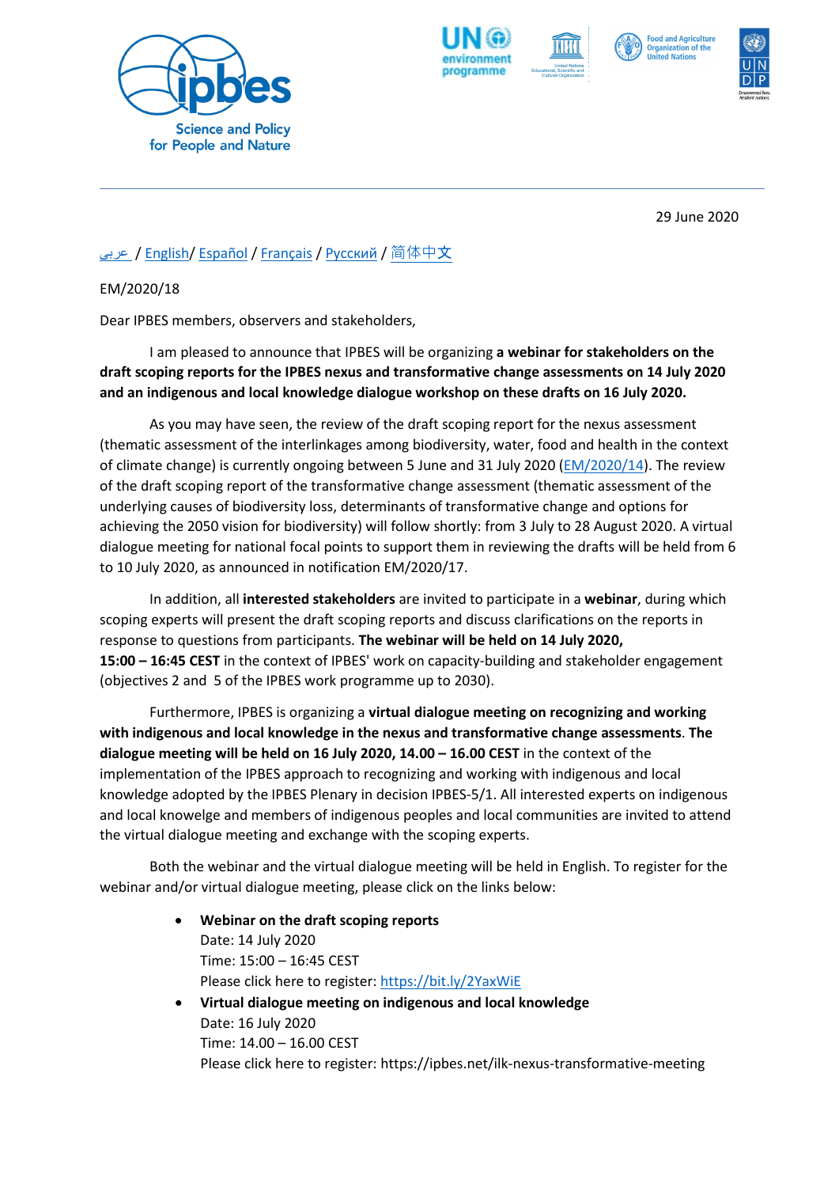29 June 2020

عربي / English/ Español / Français / Русский / 简体中文

EM/2020/18

Dear IPBES members, observers and stakeholders,

I am pleased to announce that IPBES will be organizing **a webinar for stakeholders on the draft scoping reports for the IPBES nexus and transformative change assessments on 14 July 2020 and an indigenous and local knowledge dialogue workshop on these drafts on 16 July 2020.**

As you may have seen, the review of the draft scoping report for the nexus assessment (thematic assessment of the interlinkages among biodiversity, water, food and health in the context of climate change) is currently ongoing between 5 June and 31 July 2020 (EM/2020/14). The review of the draft scoping report of the transformative change assessment (thematic assessment of the underlying causes of biodiversity loss, determinants of transformative change and options for achieving the 2050 vision for biodiversity) will follow shortly: from 3 July to 28 August 2020. A virtual dialogue meeting for national focal points to support them in reviewing the drafts will be held from 6 to 10 July 2020, as announced in notification EM/2020/17.

In addition, all **interested stakeholders** are invited to participate in a **webinar**, during which scoping experts will present the draft scoping reports and discuss clarifications on the reports in response to questions from participants. **The webinar will be held on 14 July 2020, 15:00 – 16:45 CEST** in the context of IPBES' work on capacity-building and stakeholder engagement (objectives 2 and 5 of the IPBES work programme up to 2030).

Furthermore, IPBES is organizing a **virtual dialogue meeting on recognizing and working with indigenous and local knowledge in the nexus and transformative change assessments**. **The dialogue meeting will be held on 16 July 2020, 14.00 – 16.00 CEST** in the context of the implementation of the IPBES approach to recognizing and working with indigenous and local knowledge adopted by the IPBES Plenary in decision IPBES-5/1. All interested experts on indigenous and local knowelge and members of indigenous peoples and local communities are invited to attend the virtual dialogue meeting and exchange with the scoping experts.

Both the webinar and the virtual dialogue meeting will be held in English. To register for the webinar and/or virtual dialogue meeting, please click on the links below:

- **Webinar on the draft scoping reports**
  Date: 14 July 2020
  Time: 15:00 – 16:45 CEST
  Please click here to register: https://bit.ly/2YaxWiE
- **Virtual dialogue meeting on indigenous and local knowledge**
  Date: 16 July 2020
  Time: 14.00 – 16.00 CEST
  Please click here to register: https://ipbes.net/ilk-nexus-transformative-meeting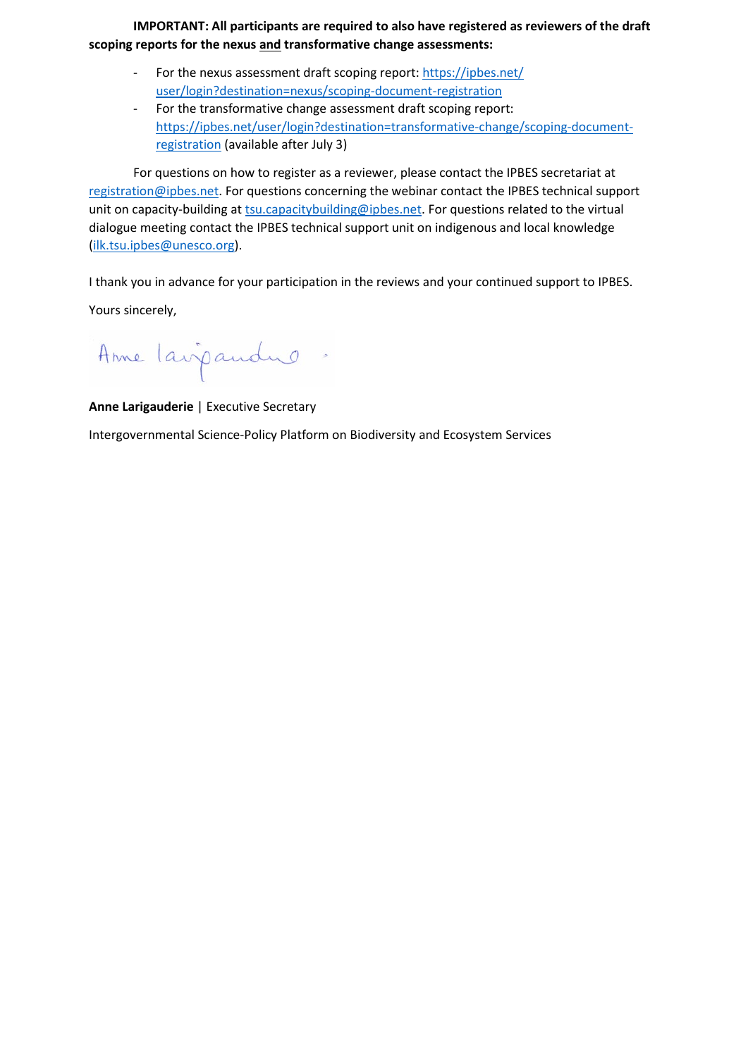**IMPORTANT: All participants are required to also have registered as reviewers of the draft scoping reports for the nexus <u>and</u> transformative change assessments:**

- For the nexus assessment draft scoping report: https://ipbes.net/user/login?destination=nexus/scoping-document-registration
- For the transformative change assessment draft scoping report: https://ipbes.net/user/login?destination=transformative-change/scoping-document-registration (available after July 3)

For questions on how to register as a reviewer, please contact the IPBES secretariat at registration@ipbes.net. For questions concerning the webinar contact the IPBES technical support unit on capacity-building at tsu.capacitybuilding@ipbes.net. For questions related to the virtual dialogue meeting contact the IPBES technical support unit on indigenous and local knowledge (ilk.tsu.ipbes@unesco.org).

I thank you in advance for your participation in the reviews and your continued support to IPBES.

Yours sincerely,

Anne Larigauderie

**Anne Larigauderie** | Executive Secretary

Intergovernmental Science-Policy Platform on Biodiversity and Ecosystem Services